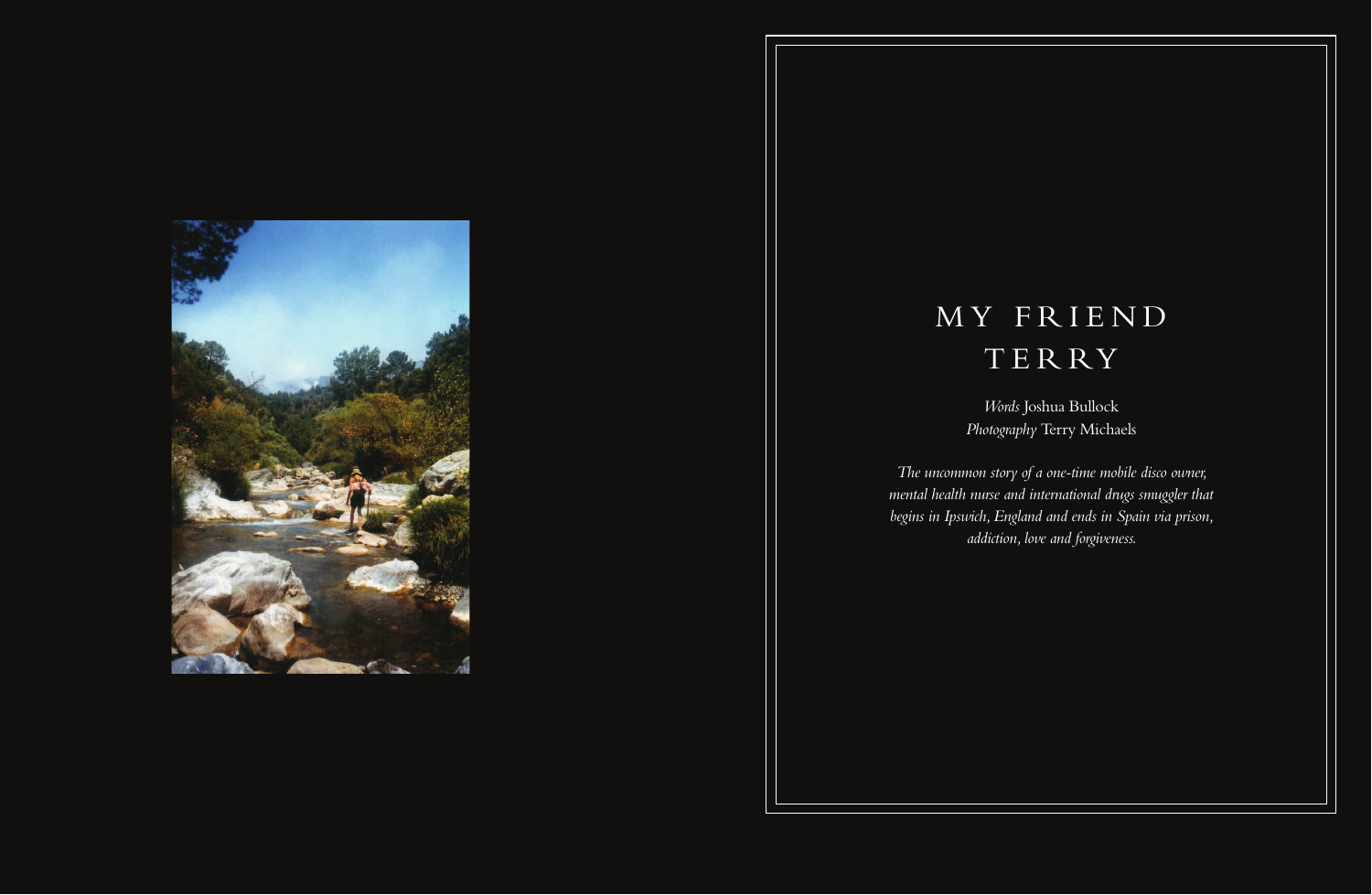# MY FRIEND TERRY

*Words* Joshua Bullock
*Photography* Terry Michaels

*The uncommon story of a one-time mobile disco owner, mental health nurse and international drugs smuggler that begins in Ipswich, England and ends in Spain via prison, addiction, love and forgiveness.*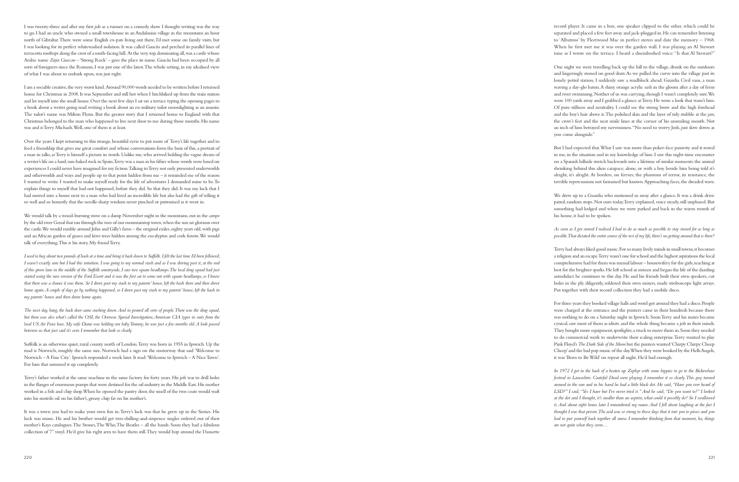I was twenty-three and after my first job as a runner on a comedy show I thought writing was the way to go. I had an uncle who owned a small townhouse in an Andalusian village in the mountains an hour north of Gibraltar. There were some English ex-pats living out there, I'd met some on family visits, but I was looking for its perfect whitewashed isolation. It was called Gaucín and perched its parallel lines of terracotta rooftops along the crest of a south-facing hill. At the very top, dominating all, was a castle whose Arabic name *Zajra Gauzan* – 'Strong Rock' – gave the place its name. Gaucín had been occupied by all sorts of foreigners since the Romans, I was just one of the latest. The whole setting, in my idealised view of what I was about to embark upon, was just right.

I am a sociable creative, the very worst kind. Around 90,000 words needed to be written before I returned home for Christmas in 2008. It was September and still hot when I hitchhiked up from the train station and let myself into the small house. Over the next few days I sat on a terrace typing the opening pages to a book about a writer going mad writing a book about an ex-military tailor moonlighting as an assassin. The tailor's name was Milton Flynn. But the greater story that I returned home to England with that Christmas belonged to the man who happened to live next door to me during those months. His name was and is Terry Michaels. Well, one of them is at least.

Over the years I kept returning to this strange, beautiful eyrie to put more of Terry's life together and to feed a friendship that gives me great comfort and whose conversations form the basis of this, a portrait of a man in talks, as Terry is himself a picture in words. Unlike me, who arrived holding the vague dream of a writer's life on a hard, sun-baked rock in Spain, Terry was a man in his fifties whose words were based on experiences I could never have imagined for my fiction. Talking to Terry not only presented underworlds and otherworlds and ways and people up to that point hidden from me – it reminded me of the reason I wanted to write. I wanted to make myself ready for the life of adventures I demanded mine to be. To explain things to myself that had not happened, before they did. So that they did. It was my luck that I had moved into a house next to a man who had lived an incredible life but also had the gift of telling it so well and so honestly that the needle-sharp wisdom never pinched or patronised as it went in.

We would talk by a wood-burning stove on a damp November night in the mountains, out in the *campo* by the old river Genal that ran through the toes of our mountaintop town, when the sun sat glorious over the castle. We would ramble around John and Gilly's farm – the original exiles, eighty years old, with pigs and an African garden of guava and kiwi trees hidden among the eucalyptus and cork forests. We would talk of everything. This is his story. My friend Terry.

*I used to buy about two pounds of hash at a time and bring it back down to Suffolk. I felt the last time I'd been followed; I wasn't exactly sure but I had this intuition. I was going to my normal stash and as I was driving past it, at the end of this green lane in the middle of the Suffolk countryside, I saw two square headlamps. The local drug squad had just started using the new version of the Ford Escort and it was the first car to come out with square headlamps, so I knew that there was a chance it was them. So I drove past my stash to my parents' house, left the hash there and then drove home again. A couple of days go by, nothing happened, so I drove past my stash to my parents' house, left the hash in my parents' house and then drove home again.*

*The next day, bang, the back door came crashing down. And in poured all sorts of people. There was the drug squad, but there was also what's called the OSI, the Overseas Special Investigation; American CIA types in suits from the local US Air Force base. My wife Diane was holding our baby Tommy; he was just a few months old. A look passed between us that just said it's over. I remember that look so clearly.*

Suffolk is an otherwise quiet, rural county north of London. Terry was born in 1955 in Ipswich. Up the road is Norwich, roughly the same size. Norwich had a sign on the motorway that said 'Welcome to Norwich – A Fine City'. Ipswich responded a week later. It read: 'Welcome to Ipswich – A Nice Town'. For him that summed it up completely.

Terry's father worked at the same machine in the same factory for forty years. His job was to drill holes in the flanges of enormous pumps that were destined for the oil industry in the Middle East. His mother worked in a fish and chip shop. When he opened the pantry door, the smell of the two coats would waft into his nostrils: oil on his father's, greasy chip fat on his mother's.

It was a town you had to make your own fun in. Terry's luck was that he grew up in the Sixties. His luck was music. He and his brother would get two-shillings-and-sixpence singles ordered out of their mother's Kays catalogues. The Stones, The Who, The Beatles – all the bands. Soon they had a fabulous collection of 7" vinyl. He'd give his right arm to have them still. They would bop around the Dansette record player. It came in a box, one speaker clipped to the other, which could be separated and placed a few feet away and jack-plugged in. He can remember listening to 'Albatross' by Fleetwood Mac in perfect stereo and date the memory – 1968. When he first met me it was over the garden wall. I was playing an Al Stewart tune as I wrote on the terrace. I heard a disembodied voice: "Is that Al Stewart?"

One night we were travelling back up the hill to the village, drunk on the outdoors and lingeringly stoned on good draw. As we pulled the curve into the village past its lonely petrol station, I suddenly saw a roadblock ahead: Guardia Civil vans, a man waving a day-glo baton. A shiny orange acrylic sash in the gloom after a day of ferns and river swimming. Neither of us was carrying, though I wasn't completely sure. We were 100 yards away and I grabbed a glance at Terry. He wore a look that wasn't him. Of pure stillness and neutrality. I could see the strong brow and the high forehead and the boy's hair above it. The polished skin and the layer of tidy stubble at the jaw, the crow's feet and the neat smile lines at the corner of his unsmiling mouth. Not an inch of him betrayed my nervousness. "No need to worry Josh, just slow down as you come alongside."

But I had expected that. What I saw was more than poker-face passivity and it rested in me, in the situation and in my knowledge of him. I saw this night-time encounter on a Spanish hillside stretch backwards into a lifetime of similar moments: the animal shrinking behind this alien carapace, alone, or with a boy beside him being told it's alright, it's alright. At borders, on ferries; the phantom of terror, its resistance, the terrible repercussions not fantasised but known. Approaching faces, the dreaded wave.

We drew up to a Guardia who motioned us away after a glance. It was a drink drive patrol, random stops. Not ours today. Terry explained, voice steady, still unphased. But something had lodged and when we were parked and back in the warm womb of his house, it had to be spoken.

*As soon as I got stoned I realised I had to do as much as possible to stay stoned for as long as possible. That dictated the entire course of the rest of my life, there's no getting around that is there?*

Terry had always liked good music. For so many lively minds in small towns, it becomes a religion and an escape. Terry wasn't one for school and the highest aspirations the local comprehensive had for them was menial labour – housewifery for the girls, teaching at best for the brighter sparks. He left school at sixteen and began the life of the dazzling autodidact he continues to this day. He and his friends built their own speakers, cut holes in the ply diligently, soldered their own mixers, made stroboscope light arrays. Put together with their record collection they had a mobile disco.

For three years they booked village halls and word got around they had a disco. People were charged at the entrance and the punters came in their hundreds because there was nothing to do on a Saturday night in Ipswich. Soon Terry and his mates became cynical, saw most of them as idiots. and the whole thing became a job in their minds. They bought more equipment, spotlights, a truck to move them in. Soon they needed to do commercial work to underwrite their scaling enterprise. Terry wanted to play Pink Floyd's *The Dark Side of the Moon* but the punters wanted 'Chirpy Chirpy Cheep Cheep' and the bad pop music of the day. When they were booked by the Hells Angels, it was 'Born to Be Wild' on repeat all night. He'd had enough.

*In 1972 I got in the back of a beaten up Zephyr with some hippies to go to the Bickershaw festival in Lancashire. Grateful Dead were playing. I remember it so clearly. This guy turned around in the van and in his hand he had a little black dot. He said, "Have you ever heard of LSD?" I said, "Yes I have but I've never tried it." And he said, "Do you want to?" I looked at the dot and I thought, it's smaller than an aspirin, what could it possibly do? So I swallowed it. And about eight hours later I remembered my name. And I fell about laughing at the fact I thought I was that person. The acid was so strong in those days that it tore you to pieces and you had to put yourself back together all anew: I remember thinking from that moment, ha, things are not quite what they seem…*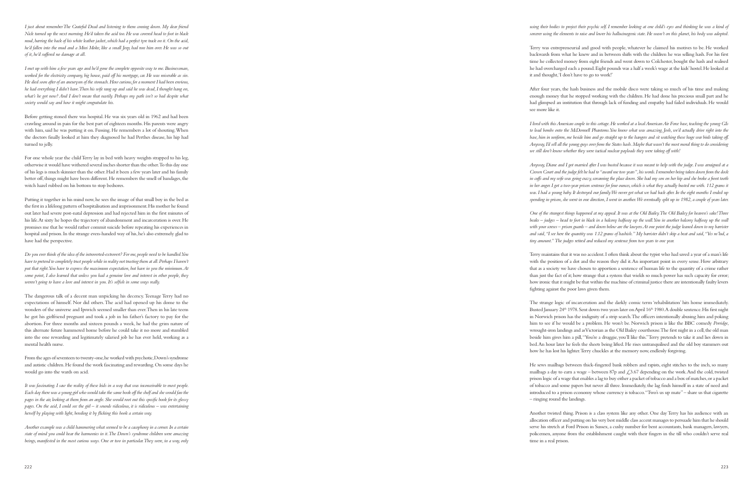*I just about remember The Grateful Dead and listening to them coming down. My dear friend Nick turned up the next morning. He'd taken the acid too. He was covered head to foot in black mud, barring the back of his white leather jacket, which had a perfect tyre track on it. On the acid, he'd fallen into the mud and a Mini Moke, like a small Jeep, had run him over. He was so out of it, he'd suffered no damage at all.*

*I met up with him a few years ago and he'd gone the complete opposite way to me. Businessman, worked for the electricity company, big house, paid off his mortgage, car. He was miserable as sin. He died soon after of an aneurysm of the stomach. How curious, for a moment I had been envious, he had everything I didn't have. Then his wife rang up and said he was dead, I thought hang on, what's he got now? And I don't mean that nastily. Perhaps my path isn't so bad despite what society would say and how it might congratulate his.*

Before getting stoned there was hospital. He was six years old in 1962 and had been crawling around in pain for the best part of eighteen months. His parents were angry with him, said he was putting it on. Fussing. He remembers a lot of shouting. When the doctors finally looked at him they diagnosed he had Perthes disease, his hip had turned to jelly.

For one whole year the child Terry lay in bed with heavy weights strapped to his leg, otherwise it would have withered several inches shorter than the other. To this day one of his legs is much skinnier than the other. Had it been a few years later and his family better off, things might have been different. He remembers the smell of bandages, the witch hazel rubbed on his bottom to stop bedsores.

Putting it together in his mind now, he sees the image of that small boy in the bed as the first in a lifelong pattern of hospitalisation and imprisonment. His mother he found out later had severe post-natal depression and had rejected him in the first minutes of his life. At sixty he hopes the trajectory of abandonment and incarceration is over. He promises me that he would rather commit suicide before repeating his experiences in hospital and prison. In the strange even-handed way of his, he's also extremely glad to have had the perspective.

*Do you ever think of the idea of the introverted-extrovert? For me, people need to be handled. You have to pretend to completely trust people while in reality not trusting them at all. Perhaps I haven't put that right. You have to express the maximum expectation, but have in you the minimum. At some point, I also learned that unless you had a genuine love and interest in other people, they weren't going to have a love and interest in you. It's selfish in some ways really.*

The dangerous talk of a decent man unpicking his decency. Teenage Terry had no expectations of himself. Nor did others. The acid had opened up his dome to the wonders of the universe and Ipswich seemed smaller than ever. Then in his late teens he got his girlfriend pregnant and took a job in his father's factory to pay for the abortion. For three months and sixteen pounds a week, he had the grim nature of this alternate future hammered home before he could take it no more and stumbled into the one rewarding and legitimately salaried job he has ever held, working as a mental health nurse.

From the ages of seventeen to twenty-one, he worked with psychotic, Down's syndrome and autistic children. He found the work fascinating and rewarding. On some days he would go into the wards on acid.

*It was fascinating. I saw the reality of these kids in a way that was inconceivable to most people. Each day there was a young girl who would take the same book off the shelf and she would fan the pages in the air, looking at them from an angle. She would root out this specific book for its glossy pages. On the acid, I could see the girl – it sounds ridiculous, it is ridiculous – was entertaining herself by playing with light, bending it by flicking this book a certain way.*

*Another example was a child hammering what seemed to be a cacophony in a corner. In a certain state of mind you could hear the harmonies in it. The Down's syndrome children were amazing beings, manifested in the most curious ways. One or two in particular. They were, in a way, only using their bodies to project their psychic self. I remember looking at one child's eyes and thinking he was a kind of sorcerer using the elements to raise and lower his hallucinogenic state. He wasn't on this planet, his body was adopted.*

Terry was entrepreneurial and good with people, whatever he claimed his motives to be. He worked backwards from what he knew and in between shifts with the children he was selling hash. For his first time he collected money from eight friends and went down to Colchester, bought the hash and realised he had overcharged each a pound. Eight pounds was a half a week's wage at the kids' hostel. He looked at it and thought, 'I don't have to go to work!'

After four years, the hash business and the mobile disco were taking so much of his time and making enough money that he stopped working with the children. He had done his precious small part and he had glimpsed an institution that through lack of funding and empathy had failed individuals. He would see more like it.

*I lived with this American couple in this cottage. He worked at a local American Air Force base, teaching the young GIs to load bombs onto the McDonnell Phantoms. You know what was amazing, Josh, we'd actually drive right into the base, him in uniform, me beside him and go straight up to the hangers and sit watching these huge war birds taking off. Anyway, I'd sell all the young guys over from the States hash. Maybe that wasn't the most moral thing to do considering we still don't know whether they were tactical nuclear payloads they were taking off with!*

*Anyway, Diane and I got married after I was busted because it was meant to help with the judge. I was arraigned at a Crown Court and the judge felt he had to "award me two years", his words. I remember being taken down from the dock in cuffs and my wife was going crazy, screaming the place down. She had my son on her hip and she broke a front tooth in her anger. I got a two-year prison sentence for four ounces, which is what they actually busted me with. 112 grams it was. I had a young baby. It destroyed our family. We never got what we had back after. In the eight months I ended up spending in prison, she went in one direction, I went in another. We eventually split up in 1982, a couple of years later.*

*One of the strangest things happened at my appeal. It was at the Old Bailey. The Old Bailey for heaven's sake! Three beaks – judges – head to foot in black in a balcony halfway up the wall. You in another balcony halfway up the wall with your screws – prison guards – and down below are the lawyers. At one point the judge leaned down to my barrister and said, "I see here the quantity was 1.12 grams of hashish." My barrister didn't skip a beat and said, "Yes m'lud, a tiny amount." The judges retired and reduced my sentence from two years to one year.*

Terry maintains that it was no accident. I often think about the typist who had saved a year of a man's life with the position of a dot and the reason they did it. An important point in every sense. How arbitrary that as a society we have chosen to apportion a sentence of human life to the quantity of a crime rather than just the fact of it; how strange that a system that wields so much power has such capacity for error; how ironic that it might be that within the machine of criminal justice there are intentionally faulty levers fighting against the poor laws given them.

The strange logic of incarceration and the darkly comic term 'rehabilitation' hits home immediately. Busted January 24th 1978. Sent down two years later on April 16th 1980. A double sentence. His first night in Norwich prison has the indignity of a strip search. The officers intentionally abusing him and poking him to see if he would be a problem. He won't be. Norwich prison is like the BBC comedy *Porridge*, wrought-iron landings and as Victorian as the Old Bailey courthouse. The first night in a cell, the old man beside him gives him a pill, "You're a druggie, you'll like this." Terry pretends to take it and lies down in bed. An hour later he feels the sheets being lifted. He rises untranquilised and the old boy stammers out how he has lost his lighter. Terry chuckles at the memory now, endlessly forgiving.

He sews mailbags between thick-fingered bank robbers and rapists, eight stitches to the inch, so many mailbags a day to earn a wage – between 87p and £3.67 depending on the work. And the cold, twisted prison logic of a wage that enables a lag to buy either a packet of tobacco and a box of matches, or a packet of tobacco and some papers but never all three. Immediately, the lag finds himself in a state of need and introduced to a prison economy whose currency is tobacco. "Two's us up mate" – share us that cigarette – ringing round the landings.

Another twisted thing. Prison is a class system like any other. One day Terry has his audience with an allocation officer and putting on his very best middle class accent manages to persuade him that he should serve his stretch at Ford Prison in Sussex, a cushy number for bent accountants, bank managers, lawyers, policemen, anyone from the establishment caught with their fingers in the till who couldn't serve real time in a real prison.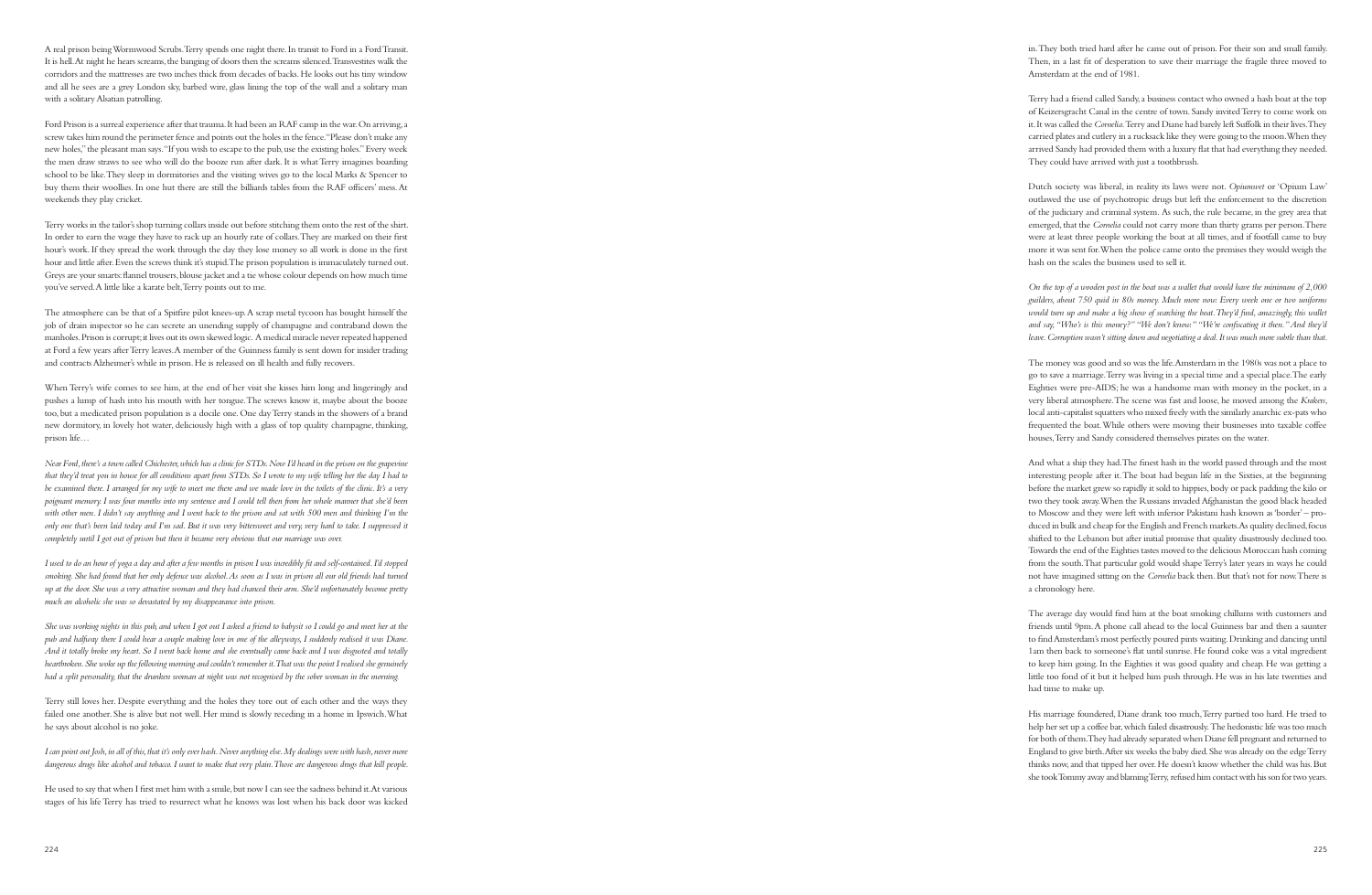A real prison being Wormwood Scrubs. Terry spends one night there. In transit to Ford in a Ford Transit. It is hell. At night he hears screams, the banging of doors then the screams silenced. Transvestites walk the corridors and the mattresses are two inches thick from decades of backs. He looks out his tiny window and all he sees are a grey London sky, barbed wire, glass lining the top of the wall and a solitary man with a solitary Alsatian patrolling.

Ford Prison is a surreal experience after that trauma. It had been an RAF camp in the war. On arriving, a screw takes him round the perimeter fence and points out the holes in the fence. "Please don't make any new holes," the pleasant man says. "If you wish to escape to the pub, use the existing holes." Every week the men draw straws to see who will do the booze run after dark. It is what Terry imagines boarding school to be like. They sleep in dormitories and the visiting wives go to the local Marks & Spencer to buy them their woollies. In one hut there are still the billiards tables from the RAF officers' mess. At weekends they play cricket.

Terry works in the tailor's shop turning collars inside out before stitching them onto the rest of the shirt. In order to earn the wage they have to rack up an hourly rate of collars. They are marked on their first hour's work. If they spread the work through the day they lose money so all work is done in the first hour and little after. Even the screws think it's stupid. The prison population is immaculately turned out. Greys are your smarts: flannel trousers, blouse jacket and a tie whose colour depends on how much time you've served. A little like a karate belt, Terry points out to me.

The atmosphere can be that of a Spitfire pilot knees-up. A scrap metal tycoon has bought himself the job of drain inspector so he can secrete an unending supply of champagne and contraband down the manholes. Prison is corrupt; it lives out its own skewed logic. A medical miracle never repeated happened at Ford a few years after Terry leaves. A member of the Guinness family is sent down for insider trading and contracts Alzheimer's while in prison. He is released on ill health and fully recovers.

When Terry's wife comes to see him, at the end of her visit she kisses him long and lingeringly and pushes a lump of hash into his mouth with her tongue. The screws know it, maybe about the booze too, but a medicated prison population is a docile one. One day Terry stands in the showers of a brand new dormitory, in lovely hot water, deliciously high with a glass of top quality champagne, thinking, prison life…

*Near Ford, there's a town called Chichester, which has a clinic for STDs. Now I'd heard in the prison on the grapevine that they'd treat you in house for all conditions apart from STDs. So I wrote to my wife telling her the day I had to be examined there. I arranged for my wife to meet me there and we made love in the toilets of the clinic. It's a very poignant memory. I was four months into my sentence and I could tell then from her whole manner that she'd been with other men. I didn't say anything and I went back to the prison and sat with 500 men and thinking I'm the only one that's been laid today and I'm sad. But it was very bittersweet and very, very hard to take. I suppressed it completely until I got out of prison but then it became very obvious that our marriage was over.*

*I used to do an hour of yoga a day and after a few months in prison I was incredibly fit and self-contained. I'd stopped smoking. She had found that her only defence was alcohol. As soon as I was in prison all our old friends had turned up at the door. She was a very attractive woman and they had chanced their arm. She'd unfortunately become pretty much an alcoholic she was so devastated by my disappearance into prison.*

*She was working nights in this pub, and when I got out I asked a friend to babysit so I could go and meet her at the pub and halfway there I could hear a couple making love in one of the alleyways, I suddenly realised it was Diane. And it totally broke my heart. So I went back home and she eventually came back and I was disgusted and totally heartbroken. She woke up the following morning and couldn't remember it. That was the point I realised she genuinely had a split personality, that the drunken woman at night was not recognised by the sober woman in the morning.*

Terry still loves her. Despite everything and the holes they tore out of each other and the ways they failed one another. She is alive but not well. Her mind is slowly receding in a home in Ipswich. What he says about alcohol is no joke.

*I can point out Josh, in all of this, that it's only ever hash. Never anything else. My dealings were with hash, never more dangerous drugs like alcohol and tobacco. I want to make that very plain. Those are dangerous drugs that kill people.*

He used to say that when I first met him with a smile, but now I can see the sadness behind it. At various stages of his life Terry has tried to resurrect what he knows was lost when his back door was kicked in. They both tried hard after he came out of prison. For their son and small family. Then, in a last fit of desperation to save their marriage the fragile three moved to Amsterdam at the end of 1981.

Terry had a friend called Sandy, a business contact who owned a hash boat at the top of Keizersgracht Canal in the centre of town. Sandy invited Terry to come work on it. It was called the *Cornelia*. Terry and Diane had barely left Suffolk in their lives. They carried plates and cutlery in a rucksack like they were going to the moon. When they arrived Sandy had provided them with a luxury flat that had everything they needed. They could have arrived with just a toothbrush.

Dutch society was liberal, in reality its laws were not. *Opiumwet* or 'Opium Law' outlawed the use of psychotropic drugs but left the enforcement to the discretion of the judiciary and criminal system. As such, the rule became, in the grey area that emerged, that the *Cornelia* could not carry more than thirty grams per person. There were at least three people working the boat at all times, and if footfall came to buy more it was sent for. When the police came onto the premises they would weigh the hash on the scales the business used to sell it.

*On the top of a wooden post in the boat was a wallet that would have the minimum of 2,000 guilders, about 750 quid in 80s money. Much more now. Every week one or two uniforms would turn up and make a big show of searching the boat. They'd find, amazingly, this wallet and say, "Who's is this money?" "We don't know." "We're confiscating it then." And they'd leave. Corruption wasn't sitting down and negotiating a deal. It was much more subtle than that.*

The money was good and so was the life. Amsterdam in the 1980s was not a place to go to save a marriage. Terry was living in a special time and a special place. The early Eighties were pre-AIDS; he was a handsome man with money in the pocket, in a very liberal atmosphere. The scene was fast and loose, he moved among the *Krakers*, local anti-capitalist squatters who mixed freely with the similarly anarchic ex-pats who frequented the boat. While others were moving their businesses into taxable coffee houses, Terry and Sandy considered themselves pirates on the water.

And what a ship they had. The finest hash in the world passed through and the most interesting people after it. The boat had begun life in the Sixties, at the beginning before the market grew so rapidly it sold to hippies, body or pack padding the kilo or two they took away. When the Russians invaded Afghanistan the good black headed to Moscow and they were left with inferior Pakistani hash known as 'border' – produced in bulk and cheap for the English and French markets. As quality declined, focus shifted to the Lebanon but after initial promise that quality disastrously declined too. Towards the end of the Eighties tastes moved to the delicious Moroccan hash coming from the south. That particular gold would shape Terry's later years in ways he could not have imagined sitting on the *Cornelia* back then. But that's not for now. There is a chronology here.

The average day would find him at the boat smoking chillums with customers and friends until 9pm. A phone call ahead to the local Guinness bar and then a saunter to find Amsterdam's most perfectly poured pints waiting. Drinking and dancing until 1am then back to someone's flat until sunrise. He found coke was a vital ingredient to keep him going. In the Eighties it was good quality and cheap. He was getting a little too fond of it but it helped him push through. He was in his late twenties and had time to make up.

His marriage foundered, Diane drank too much, Terry partied too hard. He tried to help her set up a coffee bar, which failed disastrously. The hedonistic life was too much for both of them. They had already separated when Diane fell pregnant and returned to England to give birth. After six weeks the baby died. She was already on the edge Terry thinks now, and that tipped her over. He doesn't know whether the child was his. But she took Tommy away and blaming Terry, refused him contact with his son for two years.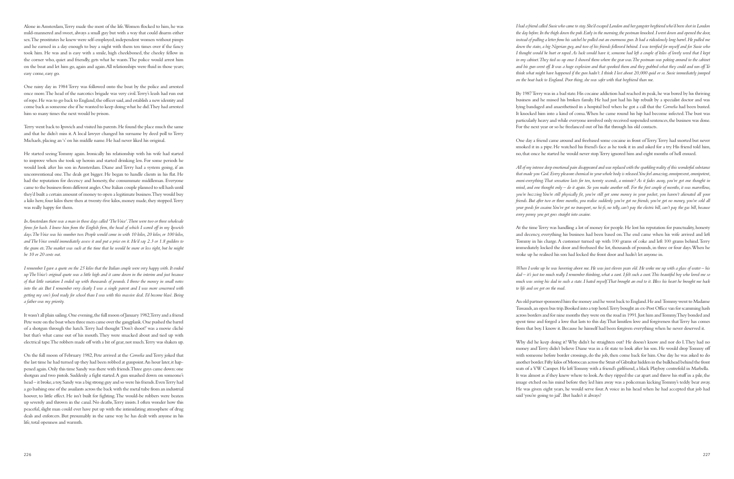Alone in Amsterdam, Terry made the most of the life. Women flocked to him, he was mild-mannered and sweet, always a small guy but with a way that could disarm either sex. The prostitutes he knew were self-employed, independent women without pimps and he earned in a day enough to buy a night with them ten times over if the fancy took him. He was and is easy with a smile, high cheekbones, the cheeky fellow in the corner who, quiet and friendly, gets what he wants. The police would arrest him on the boat and let him go, again and again. All relationships were fluid in those years; easy come, easy go.

One rainy day in 1984 Terry was followed onto the boat by the police and arrested once more. The head of the narcotics brigade was very civil. Terry's leash had run out of rope. He was to go back to England, the officer said, and establish a new identity and come back as someone else if he wanted to keep doing what he did. They had arrested him so many times the next would be prison.

Terry went back to Ipswich and visited his parents. He found the place much the same and that he didn't miss it. A local lawyer changed his surname by deed poll to Terry Michaels, placing an 's' on his middle name. He had never liked his original.

He started seeing Tommy again. Ironically his relationship with his wife had started to improve when she took up heroin and started drinking less. For some periods he would look after his son in Amsterdam. Diane and Terry had a system going, if an unconventional one. The deals got bigger. He began to handle clients in his flat. He had the reputation for decency and honesty, the consummate middleman. Everyone came to the business from different angles. One Italian couple planned to sell hash until they'd built a certain amount of money to open a legitimate business. They would buy a kilo here, four kilos there then at twenty-five kilos, money made, they stopped. Terry was really happy for them.

*In Amsterdam there was a man in those days called 'The Voice'. There were two or three wholesale firms for hash. I knew him from the English firm, the head of which I scored off in my Ipswich days. The Voice was his number two. People would come in with 10 kilos, 20 kilos, or 100 kilos, and The Voice would immediately assess it and put a price on it. He'd say 2.3 or 1.8 guilders to the gram etc. The market was such at the time that he would be more or less right, but he might be 10 or 20 cents out.*

*I remember I gave a quote on the 25 kilos that the Italian couple were very happy with. It ended up The Voice's original quote was a little high and it came down in the interim and just because of that little variation I ended up with thousands of pounds. I threw the money in small notes into the air. But I remember very clearly I was a single parent and I was more concerned with getting my son's food ready for school than I was with this massive deal. I'd become blasé. Being a father was my priority.*

It wasn't all plain sailing. One evening, the full moon of January 1982, Terry and a friend Pete were on the boat when three men came over the gangplank. One pushed the barrel of a shotgun through the hatch. Terry had thought 'Don't shoot!' was a movie cliché but that's what came out of his mouth. They were smacked about and tied up with electrical tape. The robbers made off with a bit of gear, not much. Terry was shaken up.

On the full moon of February 1982, Pete arrived at the *Cornelia* and Terry joked that the last time he had turned up they had been robbed at gunpoint. An hour later, it happened again. Only this time Sandy was there with friends. Three guys came down: one shotgun and two pistols. Suddenly a fight started. A gun smashed down on someone's head – it broke, a toy. Sandy was a big strong guy and so were his friends. Even Terry had a go bashing one of the assailants across the back with the metal tube from an industrial hoover, to little effect. He isn't built for fighting. The would-be robbers were beaten up severely and thrown in the canal. No deaths, Terry insists. I often wonder how this peaceful, slight man could ever have put up with the intimidating atmosphere of drug deals and enforcers. But presumably in the same way he has dealt with anyone in his life, total openness and warmth.

*I had a friend called Susie who came to stay. She'd escaped London and her gangster boyfriend who'd been shot in London the day before. In the thigh down the pub. Early in the morning, the postman knocked. I went down and opened the door, instead of pulling a letter from his satchel he pulled out an enormous gun. It had a ridiculously long barrel. He pulled me down the stairs, a big Nigerian guy, and two of his friends followed behind. I was terrified for myself and for Susie who I thought would be hurt or raped. As luck would have it, someone had left a couple of kilos of lovely weed that I kept in my cabinet. They tied us up once I showed them where the gear was. The postman was poking around in the cabinet and his gun went off. It was a huge explosion and that spooked them and they grabbed what they could and ran off. To think what might have happened if the gun hadn't. I think I lost about 20,000 quid or so. Susie immediately jumped on the boat back to England. Poor thing, she was safer with that boyfriend than me.*

By 1987 Terry was in a bad state. His cocaine addiction had reached its peak, he was bored by his thriving business and he missed his broken family. He had just had his hip rebuilt by a specialist doctor and was lying bandaged and anaesthetised in a hospital bed when he got a call that the *Cornelia* had been busted. It knocked him into a kind of coma. When he came round his hip had become infected. The bust was particularly heavy and while everyone involved only received suspended sentences, the business was done. For the next year or so he freelanced out of his flat through his old contacts.

One day a friend came around and freebased some cocaine in front of Terry. Terry had snorted but never smoked it in a pipe. He watched his friend's face as he took it in and asked for a try. His friend told him, no, that once he started he would never stop. Terry ignored him and eight months of hell ensued.

*All of my intense deep emotional pain disappeared and was replaced with the sparkling reality of this wonderful substance that made you God. Every pleasure chemical in your whole body is released. You feel amazing, omnipresent, omnipotent, omni-everything. That sensation lasts for ten, twenty seconds, a minute? As it fades away, you've got one thought in mind, and one thought only – do it again. So you make another roll. For the first couple of months, it was marvellous, you're buzzing. You're still physically fit, you've still got some money in your pocket, you haven't alienated all your friends. But after two or three months, you realise suddenly you've got no friends, you've got no money, you've sold all your goods for cocaine. You've got no transport, no hi-fi, no telly, can't pay the electric bill, can't pay the gas bill, because every penny you get goes straight into cocaine.*

At the time Terry was handling a lot of money for people. He lost his reputation for punctuality, honesty and decency, everything his business had been based on. The end came when his wife arrived and left Tommy in his charge. A customer turned up with 100 grams of coke and left 100 grams behind. Terry immediately locked the door and freebased the lot, thousands of pounds, in three or four days. When he woke up he realised his son had locked the front door and hadn't let anyone in.

*When I woke up he was hovering above me. He was just eleven years old. He woke me up with a glass of water – his dad – it's just too much really. I remember thinking, what a cunt. I felt such a cunt. This beautiful boy who loved me so much was seeing his dad in such a state. I hated myself. That brought an end to it. Bless his heart he brought me back to life and we got on the road.*

An old partner sponsored him the money and he went back to England. He and Tommy went to Madame Tussauds, an open bus trip. Booked into a top hotel. Terry bought an ex-Post Office van for scamming hash across borders and for nine months they were on the road in 1991. Just him and Tommy. They bonded and spent time and forged a love that lasts to this day. That limitless love and forgiveness that Terry has comes from that boy. I know it. Because he himself had been forgiven everything when he never deserved it.

Why did he keep doing it? Why didn't he straighten out? He doesn't know and nor do I. They had no money and Terry didn't believe Diane was in a fit state to look after his son. He would drop Tommy off with someone before border crossings, do the job, then come back for him. One day he was asked to do another border. Fifty kilos of Moroccan across the Strait of Gibraltar hidden in the bulkhead behind the front seats of a VW Camper. He left Tommy with a friend's girlfriend, a black Playboy centrefold in Marbella. It was almost as if they knew where to look. As they ripped the car apart and threw his stuff in a pile, the image etched on his mind before they led him away was a policeman kicking Tommy's teddy bear away. He was given eight years, he would serve four. A voice in his head when he had accepted that job had said 'you're going to jail'. But hadn't it always?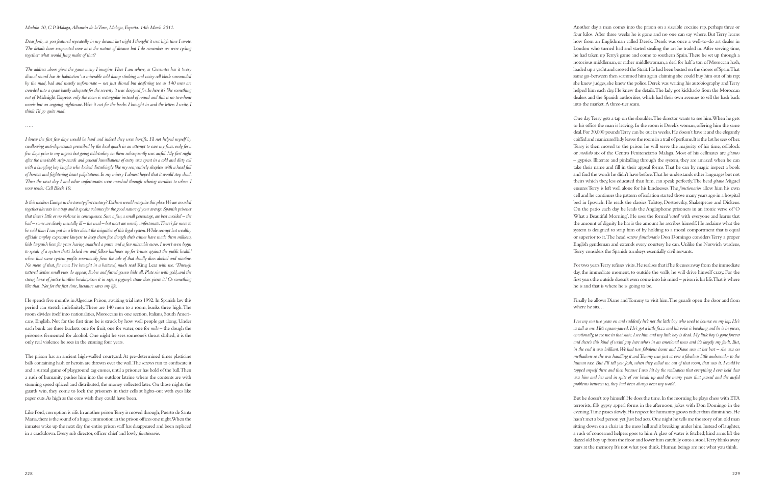*Modulo 10, C.P. Malaga, Alhaurin de la Torre, Malaga, España. 14th March 2011.*

*Dear Josh, as you featured repeatedly in my dreams last night I thought it was high time I wrote. The details have evaporated now as is the nature of dreams but I do remember we were cycling together: what would Jung make of that?*

*The address above gives the game away I imagine. Here I am where, as Cervantes has it 'every dismal sound has its habitation': a miserable cold damp stinking and noisy cell block surrounded by the mad, bad and merely unfortunate – not just dismal but deafening too as 140 men are crowded into a space barely adequate for the seventy it was designed for. In here it's like something out of* Midnight Express *only the room is rectangular instead of round and this is no two-hour movie but an ongoing nightmare. Were it not for the books I brought in and the letters I write, I think I'd go quite mad.*

*.....*

*I knew the first few days would be hard and indeed they were horrific. I'd not helped myself by swallowing anti-depressants prescribed by the local quack in an attempt to ease my fears: only for a few days prior to my ingress but going cold-turkey on them subsequently was awful. My first night after the inevitable strip-search and general humiliations of entry was spent in a cold and dirty cell with a bungling boy burglar who looked disturbingly like my son; entirely sleepless with a head full of horrors and frightening heart palpitations. In my misery I almost hoped that it would stop dead. Then the next day I and other unfortunates were marched through echoing corridors to where I now reside: Cell Block 10.*

*Is this modern Europe in the twenty-first century? Dickens would recognise this place. We are crowded together like rats in a trap and it speaks volumes for the good nature of your average Spanish prisoner that there's little or no violence in consequence. Sure a few, a small percentage, are best avoided – the bad – some are clearly mentally ill – the mad – but most are merely unfortunate. There's far more to be said than I can put in a letter about the iniquities of this legal system. While corrupt but wealthy officials employ expensive lawyers to keep them free though their crimes have made them millions, kids languish here for years having snatched a purse and a few miserable euros. I won't even begin to speak of a system that's locked me and fellow hashinos up for 'crimes against the public health' when that same system profits enormously from the sale of that deadly duo: alcohol and nicotine. No more of that, for now: I've brought in a battered, much read* King Lear *with me. 'Through tattered clothes small vices do appear; Robes and furred gowns hide all. Plate sin with gold, and the strong lance of justice hurtless breaks; Arm it in rags, a pygmy's straw does pierce it.' Or something like that. Not for the first time, literature saves my life.*

He spends five months in Algeciras Prison, awaiting trial into 1992. In Spanish law this period can stretch indefinitely. There are 140 men to a room, bunks three high. The room divides itself into nationalities, Moroccans in one section, Italians, South Americans, English. Not for the first time he is struck by how well people get along. Under each bunk are three buckets: one for fruit, one for water, one for *mila* – the dough the prisoners fermented for alcohol. One night he sees someone's throat slashed, it is the only real violence he sees in the ensuing four years.

The prison has an ancient high-walled courtyard. At pre-determined times plasticine balls containing hash or heroin are thrown over the wall. The screws run to confiscate it and a surreal game of playground tag ensues, until a prisoner has hold of the ball. Then a rush of humanity pushes him into the outdoor latrine where the contents are with stunning speed spliced and distributed, the money collected later. On those nights the guards win, they come to lock the prisoners in their cells at lights-out with eyes like paper cuts. As high as the cons wish they could have been.

Like Ford, corruption is rife. In another prison Terry is moved through, Puerto de Santa Maria, there is the sound of a huge commotion in the prison offices one night. When the inmates wake up the next day the entire prison staff has disappeared and been replaced in a crackdown. Every sub director, officer chief and lowly *functionario*.

Another day a man comes into the prison on a sizeable cocaine rap, perhaps three or four kilos. After three weeks he is gone and no one can say where. But Terry learns how from an Englishman called Derek. Derek was once a well-to-do art dealer in London who turned bad and started stealing the art he traded in. After serving time, he had taken up Terry's game and come to southern Spain. There he set up through a notorious middleman, or rather middlewoman, a deal for half a ton of Moroccan hash, loaded up a yacht and crossed the Strait. He had been busted on the shores of Spain. That same go-between then scammed him again claiming she could buy him out of his rap; she knew judges, she knew the police. Derek was writing his autobiography and Terry helped him each day. He knew the details. The lady got kickbacks from the Moroccan dealers and the Spanish authorities, which had their own avenues to sell the hash back into the market. A three-tier scam.

One day Terry gets a tap on the shoulder. The director wants to see him. When he gets to his office the man is leaving. In the room is Derek's woman, offering him the same deal. For 30,000 pounds Terry can be out in weeks. He doesn't have it and the elegantly coiffed and manicured lady leaves the room in a trail of perfume. It is the last he sees of her. Terry is then moved to the prison he will serve the majority of his time, cellblock or *modulo* six of the Centro Penitenciario Malaga. Most of his cellmates are *gitanos* – gypsies. Illiterate and pinballing through the system, they are amazed when he can take their name and fill in their appeal forms. That he can by magic inspect a book and find the words he didn't have before. That he understands other languages but not theirs which they, less educated than him, can speak perfectly. The head *gitano* Miguel ensures Terry is left well alone for his kindnesses. The *functionarios* allow him his own cell and he continues the pattern of isolation started those many years ago in a hospital bed in Ipswich. He reads the classics: Tolstoy, Dostoevsky, Shakespeare and Dickens. On the patio each day he leads the Anglophone prisoners in an ironic verse of 'O What a Beautiful Morning'. He uses the formal '*usted*' with everyone and learns that the amount of dignity he has is the amount he ascribes himself. He reclaims what the system is designed to strip him of by holding to a moral comportment that is equal or superior to it. The head screw *functionario* Don Domingo considers Terry a proper English gentleman and extends every courtesy he can. Unlike the Norwich wardens, Terry considers the Spanish turnkeys essentially civil servants.

For two years Terry refuses visits. He realises that if he focuses away from the immediate day, the immediate moment, to outside the walls, he will drive himself crazy. For the first years the outside doesn't even come into his mind – prison is his life. That is where he is and that is where he is going to be.

Finally he allows Diane and Tommy to visit him. The guards open the door and from where he sits…

*I see my son two years on and suddenly he's not the little boy who used to bounce on my lap. He's as tall as me. He's square-jawed. He's got a little fuzz and his voice is breaking and he is in pieces, emotionally, to see me in that state. I see him and my little boy is dead. My little boy is gone forever and there's this kind of weird guy here who's in an emotional mess and it's largely my fault. But, in the end it was brilliant. We had two fabulous hours and Diane was at her best – she was on methadone so she was handling it and Tommy was just as ever a fabulous little ambassador to the human race. But I'll tell you Josh, when they called me out of that room, that was it. I could've topped myself there and then because I was hit by the realisation that everything I ever held dear was him and her and in spite of our break up and the many years that passed and the awful problems between us, they had been always been my world.*

But he doesn't top himself. He does the time. In the morning he plays chess with ETA terrorists, fills gypsy appeal forms in the afternoon, jokes with Don Domingo in the evening. Time passes slowly. His respect for humanity grows rather than diminishes. He hasn't met a bad person yet. Just bad acts. One night he tells me the story of an old man sitting down on a chair in the mess hall and it breaking under him. Instead of laughter, a rush of concerned helpers goes to him. A glass of water is fetched; kind arms lift the dazed old boy up from the floor and lower him carefully onto a stool. Terry blinks away tears at the memory. It's not what you think. Human beings are not what you think.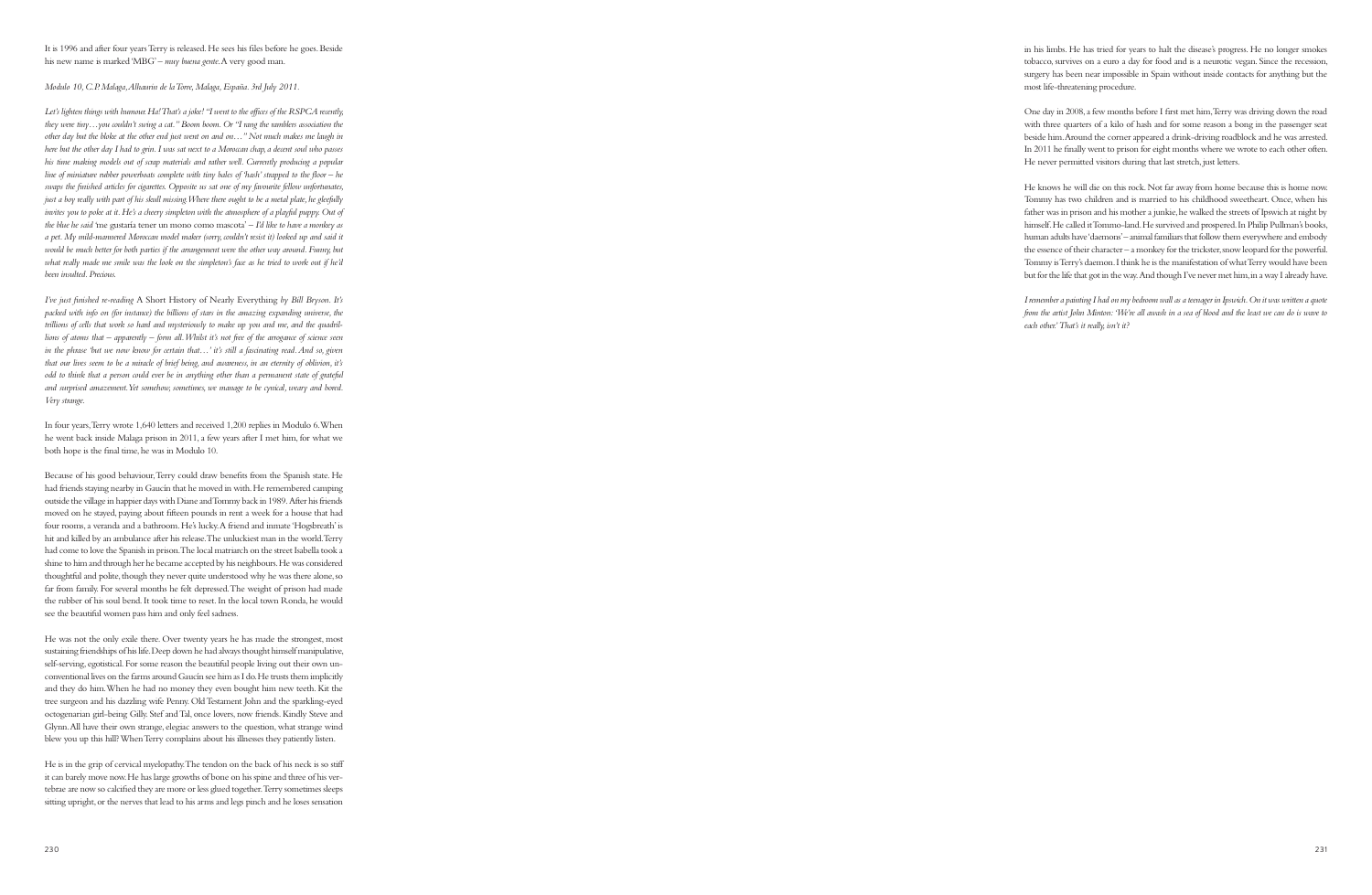It is 1996 and after four years Terry is released. He sees his files before he goes. Beside his new name is marked 'MBG' – *muy buena gente*. A very good man.

*Modulo 10, C.P. Malaga, Alhaurin de la Torre, Malaga, España. 3rd July 2011.*

*Let's lighten things with humour. Ha! That's a joke! "I went to the offices of the RSPCA recently, they were tiny…you couldn't swing a cat." Boom boom. Or "I rang the ramblers association the other day but the bloke at the other end just went on and on…" Not much makes me laugh in here but the other day I had to grin. I was sat next to a Moroccan chap, a decent soul who passes his time making models out of scrap materials and rather well. Currently producing a popular line of miniature rubber powerboats complete with tiny bales of 'hash' strapped to the floor – he swaps the finished articles for cigarettes. Opposite us sat one of my favourite fellow unfortunates, just a boy really with part of his skull missing. Where there ought to be a metal plate, he gleefully invites you to poke at it. He's a cheery simpleton with the atmosphere of a playful puppy. Out of the blue he said* 'me gustaría tener un mono como mascota' *– I'd like to have a monkey as a pet. My mild-mannered Moroccan model maker (sorry, couldn't resist it) looked up and said it would be much better for both parties if the arrangement were the other way around. Funny, but what really made me smile was the look on the simpleton's face as he tried to work out if he'd been insulted. Precious.*

*I've just finished re-reading* A Short History of Nearly Everything *by Bill Bryson. It's packed with info on (for instance) the billions of stars in the amazing expanding universe, the trillions of cells that work so hard and mysteriously to make up you and me, and the quadrillions of atoms that – apparently – form all. Whilst it's not free of the arrogance of science seen in the phrase 'but we now know for certain that…' it's still a fascinating read. And so, given that our lives seem to be a miracle of brief being, and awareness, in an eternity of oblivion, it's odd to think that a person could ever be in anything other than a permanent state of grateful and surprised amazement. Yet somehow, sometimes, we manage to be cynical, weary and bored. Very strange.*

In four years, Terry wrote 1,640 letters and received 1,200 replies in Modulo 6. When he went back inside Malaga prison in 2011, a few years after I met him, for what we both hope is the final time, he was in Modulo 10.

Because of his good behaviour, Terry could draw benefits from the Spanish state. He had friends staying nearby in Gaucín that he moved in with. He remembered camping outside the village in happier days with Diane and Tommy back in 1989. After his friends moved on he stayed, paying about fifteen pounds in rent a week for a house that had four rooms, a veranda and a bathroom. He's lucky. A friend and inmate 'Hogsbreath' is hit and killed by an ambulance after his release. The unluckiest man in the world. Terry had come to love the Spanish in prison. The local matriarch on the street Isabella took a shine to him and through her he became accepted by his neighbours. He was considered thoughtful and polite, though they never quite understood why he was there alone, so far from family. For several months he felt depressed. The weight of prison had made the rubber of his soul bend. It took time to reset. In the local town Ronda, he would see the beautiful women pass him and only feel sadness.

He was not the only exile there. Over twenty years he has made the strongest, most sustaining friendships of his life. Deep down he had always thought himself manipulative, self-serving, egotistical. For some reason the beautiful people living out their own unconventional lives on the farms around Gaucín see him as I do. He trusts them implicitly and they do him. When he had no money they even bought him new teeth. Kit the tree surgeon and his dazzling wife Penny. Old Testament John and the sparkling-eyed octogenarian girl-being Gilly. Stef and Tal, once lovers, now friends. Kindly Steve and Glynn. All have their own strange, elegiac answers to the question, what strange wind blew you up this hill? When Terry complains about his illnesses they patiently listen.

He is in the grip of cervical myelopathy. The tendon on the back of his neck is so stiff it can barely move now. He has large growths of bone on his spine and three of his vertebrae are now so calcified they are more or less glued together. Terry sometimes sleeps sitting upright, or the nerves that lead to his arms and legs pinch and he loses sensation in his limbs. He has tried for years to halt the disease's progress. He no longer smokes tobacco, survives on a euro a day for food and is a neurotic vegan. Since the recession, surgery has been near impossible in Spain without inside contacts for anything but the most life-threatening procedure.

One day in 2008, a few months before I first met him, Terry was driving down the road with three quarters of a kilo of hash and for some reason a bong in the passenger seat beside him. Around the corner appeared a drink-driving roadblock and he was arrested. In 2011 he finally went to prison for eight months where we wrote to each other often. He never permitted visitors during that last stretch, just letters.

He knows he will die on this rock. Not far away from home because this is home now. Tommy has two children and is married to his childhood sweetheart. Once, when his father was in prison and his mother a junkie, he walked the streets of Ipswich at night by himself. He called it Tommo-land. He survived and prospered. In Philip Pullman's books, human adults have 'daemons' – animal familiars that follow them everywhere and embody the essence of their character – a monkey for the trickster, snow leopard for the powerful. Tommy is Terry's daemon. I think he is the manifestation of what Terry would have been but for the life that got in the way. And though I've never met him, in a way I already have.

*I remember a painting I had on my bedroom wall as a teenager in Ipswich. On it was written a quote from the artist John Minton: 'We're all awash in a sea of blood and the least we can do is wave to each other.' That's it really, isn't it?*